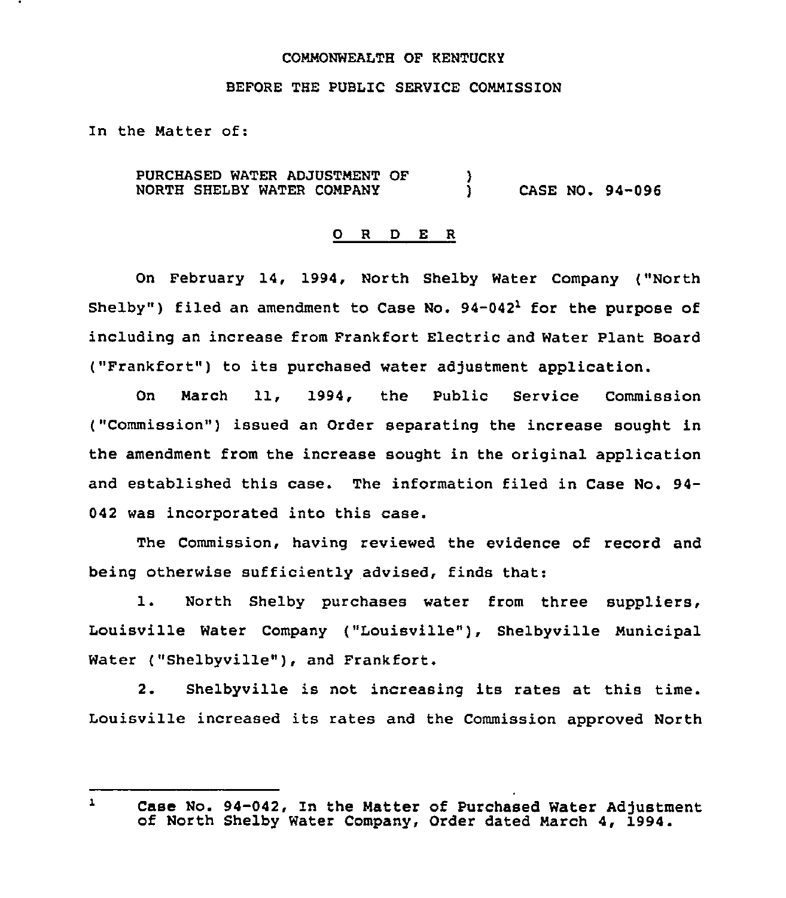COMMONWEALTH OF KENTUCKY

BEFORE THE PUBLIC SERVICE COMMISSION

In the Matter of:

PURCHASED WATER ADJUSTMENT OF NORTH SHELBY WATER COMPANY ) CASE NO. 94-096

## O R D E R

On February 14, 1994, North Shelby Water Company ("North Shelby") filed an amendment to Case No. 94-042[1] for the purpose of including an increase from Frankfort Electric and Water Plant Board ("Frankfort") to its purchased water adjustment application.

On March 11, 1994, the Public Service Commission ("Commission") issued an Order separating the increase sought in the amendment from the increase sought in the original application and established this case. The information filed in Case No. 94-042 was incorporated into this case.

The Commission, having reviewed the evidence of record and being otherwise sufficiently advised, finds that:

1. North Shelby purchases water from three suppliers, Louisville Water Company ("Louisville"), Shelbyville Municipal Water ("Shelbyville"), and Frankfort.

2. Shelbyville is not increasing its rates at this time. Louisville increased its rates and the Commission approved North

---

[1] Case No. 94-042, In the Matter of Purchased Water Adjustment of North Shelby Water Company, Order dated March 4, 1994.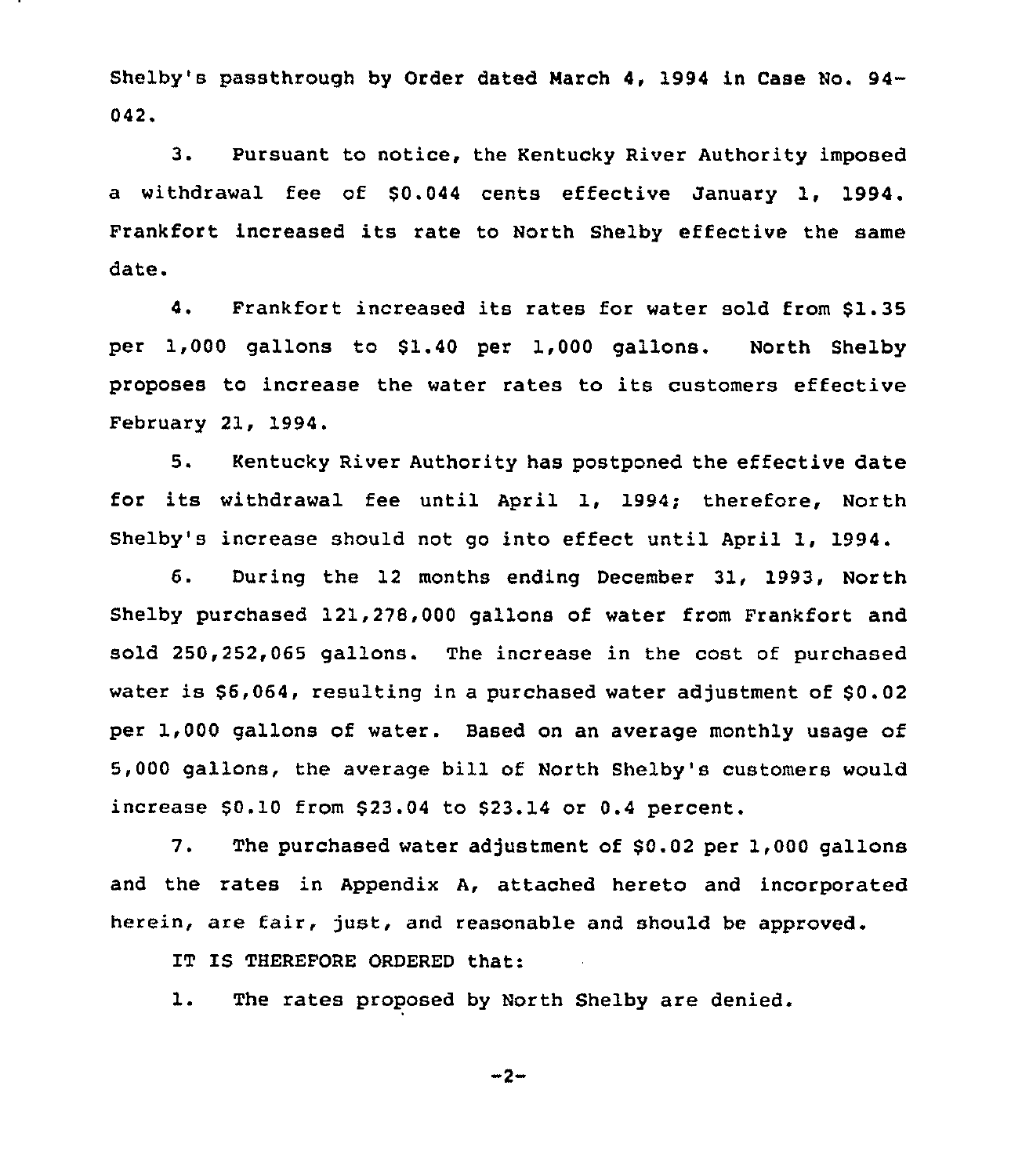Shelby's passthrough by Order dated March 4, 1994 in Case No. 94-042.

3. Pursuant to notice, the Kentucky River Authority imposed a withdrawal fee of $0.044 cents effective January 1, 1994. Frankfort increased its rate to North Shelby effective the same date.

4. Frankfort increased its rates for water sold from $1.35 per 1,000 gallons to $1.40 per 1,000 gallons. North Shelby proposes to increase the water rates to its customers effective February 21, 1994.

5. Kentucky River Authority has postponed the effective date for its withdrawal fee until April 1, 1994; therefore, North Shelby's increase should not go into effect until April 1, 1994.

6. During the 12 months ending December 31, 1993, North Shelby purchased 121,278,000 gallons of water from Frankfort and sold 250,252,065 gallons. The increase in the cost of purchased water is $6,064, resulting in a purchased water adjustment of $0.02 per 1,000 gallons of water. Based on an average monthly usage of 5,000 gallons, the average bill of North Shelby's customers would increase $0.10 from $23.04 to $23.14 or 0.4 percent.

7. The purchased water adjustment of $0.02 per 1,000 gallons and the rates in Appendix A, attached hereto and incorporated herein, are fair, just, and reasonable and should be approved.

IT IS THEREFORE ORDERED that:

1. The rates proposed by North Shelby are denied.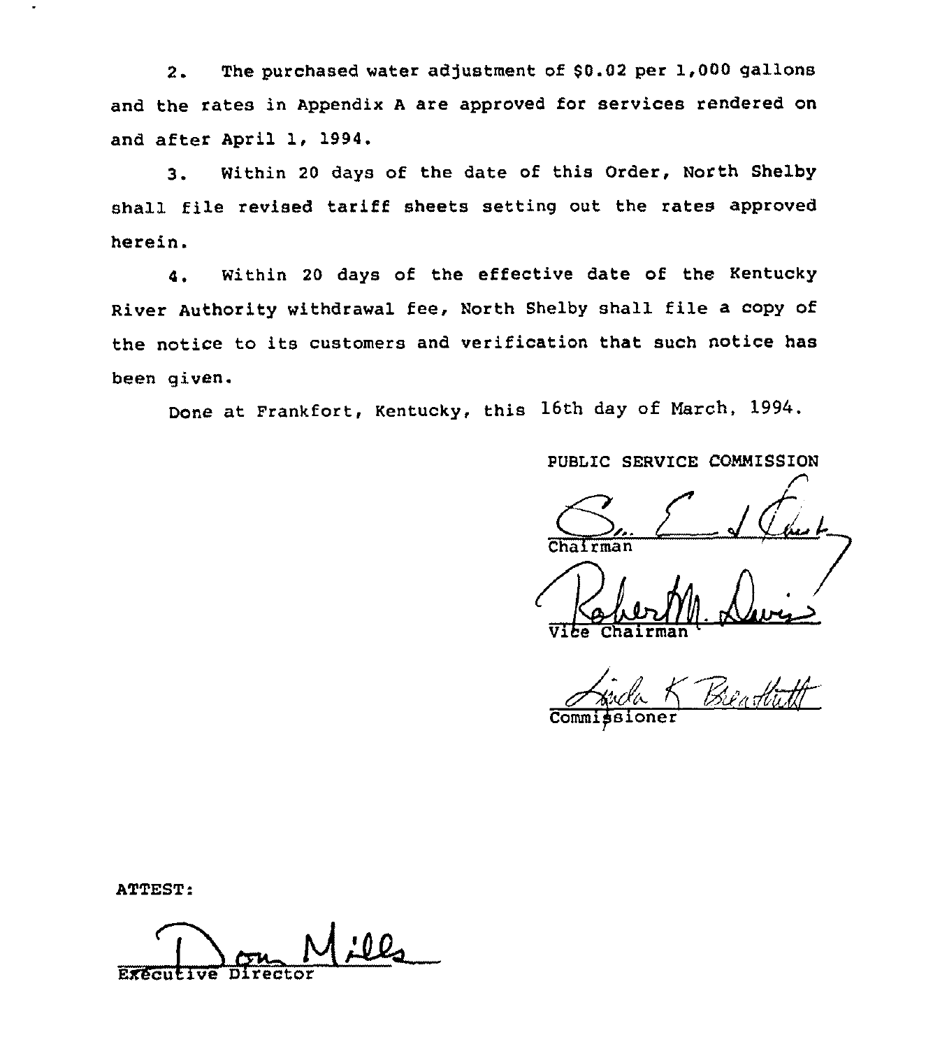2. The purchased water adjustment of $0.02 per 1,000 gallons and the rates in Appendix A are approved for services rendered on and after April 1, 1994.

3. Within 20 days of the date of this Order, North Shelby shall file revised tariff sheets setting out the rates approved herein.

4. Within 20 days of the effective date of the Kentucky River Authority withdrawal fee, North Shelby shall file a copy of the notice to its customers and verification that such notice has been given.

Done at Frankfort, Kentucky, this 16th day of March, 1994.

PUBLIC SERVICE COMMISSION

Chairman

Vice Chairman

Commissioner

ATTEST:

Executive Director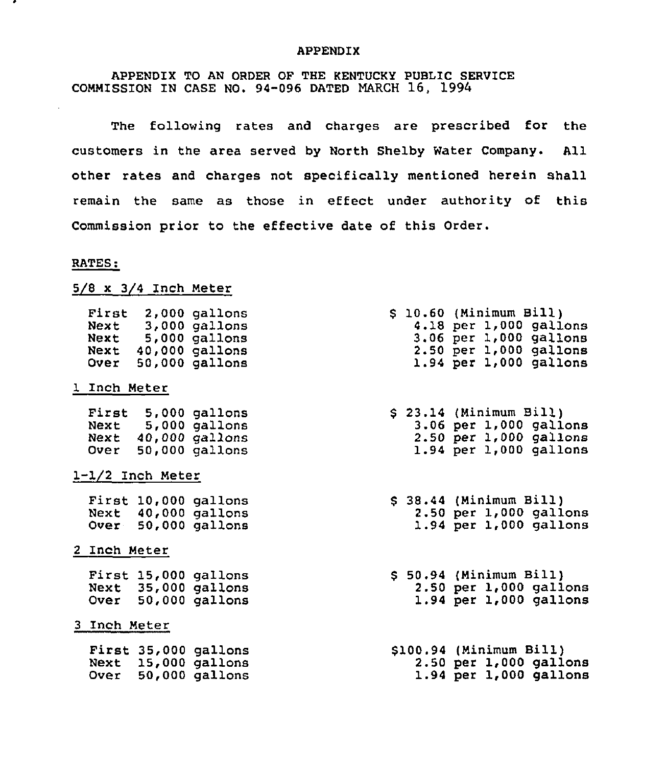# APPENDIX

APPENDIX TO AN ORDER OF THE KENTUCKY PUBLIC SERVICE COMMISSION IN CASE NO. 94-096 DATED MARCH 16, 1994

The following rates and charges are prescribed for the customers in the area served by North Shelby Water Company. All other rates and charges not specifically mentioned herein shall remain the same as those in effect under authority of this Commission prior to the effective date of this Order.

RATES:

5/8 x 3/4 Inch Meter

| | |
|---|---|
| First 2,000 gallons | $ 10.60 (Minimum Bill) |
| Next 3,000 gallons | 4.18 per 1,000 gallons |
| Next 5,000 gallons | 3.06 per 1,000 gallons |
| Next 40,000 gallons | 2.50 per 1,000 gallons |
| Over 50,000 gallons | 1.94 per 1,000 gallons |

1 Inch Meter

| | |
|---|---|
| First 5,000 gallons | $ 23.14 (Minimum Bill) |
| Next 5,000 gallons | 3.06 per 1,000 gallons |
| Next 40,000 gallons | 2.50 per 1,000 gallons |
| Over 50,000 gallons | 1.94 per 1,000 gallons |

1-1/2 Inch Meter

| | |
|---|---|
| First 10,000 gallons | $ 38.44 (Minimum Bill) |
| Next 40,000 gallons | 2.50 per 1,000 gallons |
| Over 50,000 gallons | 1.94 per 1,000 gallons |

2 Inch Meter

| | |
|---|---|
| First 15,000 gallons | $ 50.94 (Minimum Bill) |
| Next 35,000 gallons | 2.50 per 1,000 gallons |
| Over 50,000 gallons | 1.94 per 1,000 gallons |

3 Inch Meter

| | |
|---|---|
| First 35,000 gallons | $100.94 (Minimum Bill) |
| Next 15,000 gallons | 2.50 per 1,000 gallons |
| Over 50,000 gallons | 1.94 per 1,000 gallons |